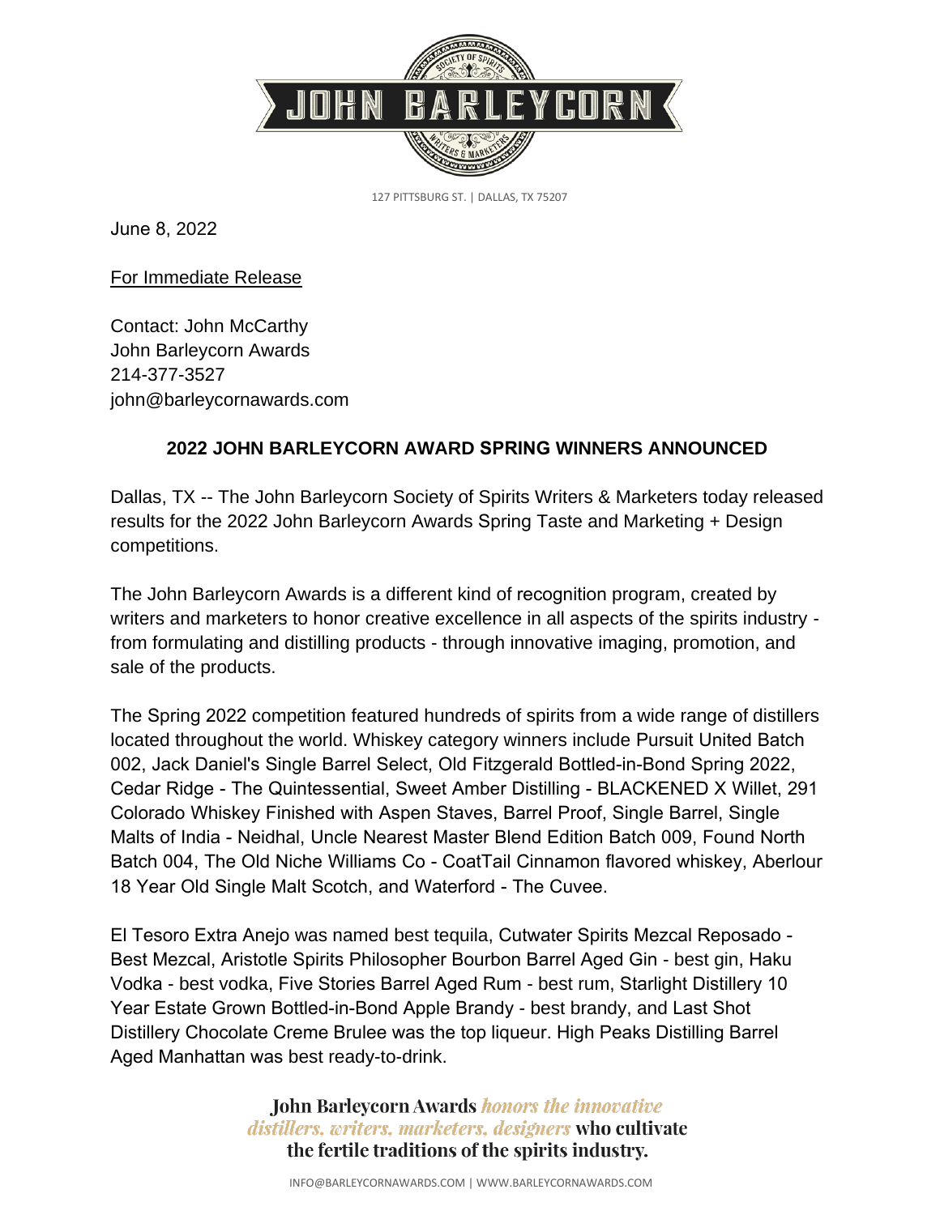127 PITTSBURG ST. | DALLAS, TX 75207

June 8, 2022

For Immediate Release

Contact: John McCarthy
John Barleycorn Awards
214-377-3527
john@barleycornawards.com

**2022 JOHN BARLEYCORN AWARD SPRING WINNERS ANNOUNCED**

Dallas, TX -- The John Barleycorn Society of Spirits Writers & Marketers today released results for the 2022 John Barleycorn Awards Spring Taste and Marketing + Design competitions.

The John Barleycorn Awards is a different kind of recognition program, created by writers and marketers to honor creative excellence in all aspects of the spirits industry - from formulating and distilling products - through innovative imaging, promotion, and sale of the products.

The Spring 2022 competition featured hundreds of spirits from a wide range of distillers located throughout the world. Whiskey category winners include Pursuit United Batch 002, Jack Daniel's Single Barrel Select, Old Fitzgerald Bottled-in-Bond Spring 2022, Cedar Ridge - The Quintessential, Sweet Amber Distilling - BLACKENED X Willet, 291 Colorado Whiskey Finished with Aspen Staves, Barrel Proof, Single Barrel, Single Malts of India - Neidhal, Uncle Nearest Master Blend Edition Batch 009, Found North Batch 004, The Old Niche Williams Co - CoatTail Cinnamon flavored whiskey, Aberlour 18 Year Old Single Malt Scotch, and Waterford - The Cuvee.

El Tesoro Extra Anejo was named best tequila, Cutwater Spirits Mezcal Reposado - Best Mezcal, Aristotle Spirits Philosopher Bourbon Barrel Aged Gin - best gin, Haku Vodka - best vodka, Five Stories Barrel Aged Rum - best rum, Starlight Distillery 10 Year Estate Grown Bottled-in-Bond Apple Brandy - best brandy, and Last Shot Distillery Chocolate Creme Brulee was the top liqueur. High Peaks Distilling Barrel Aged Manhattan was best ready-to-drink.

**John Barleycorn Awards** *honors the innovative distillers, writers, marketers, designers* **who cultivate the fertile traditions of the spirits industry.**

INFO@BARLEYCORNAWARDS.COM | WWW.BARLEYCORNAWARDS.COM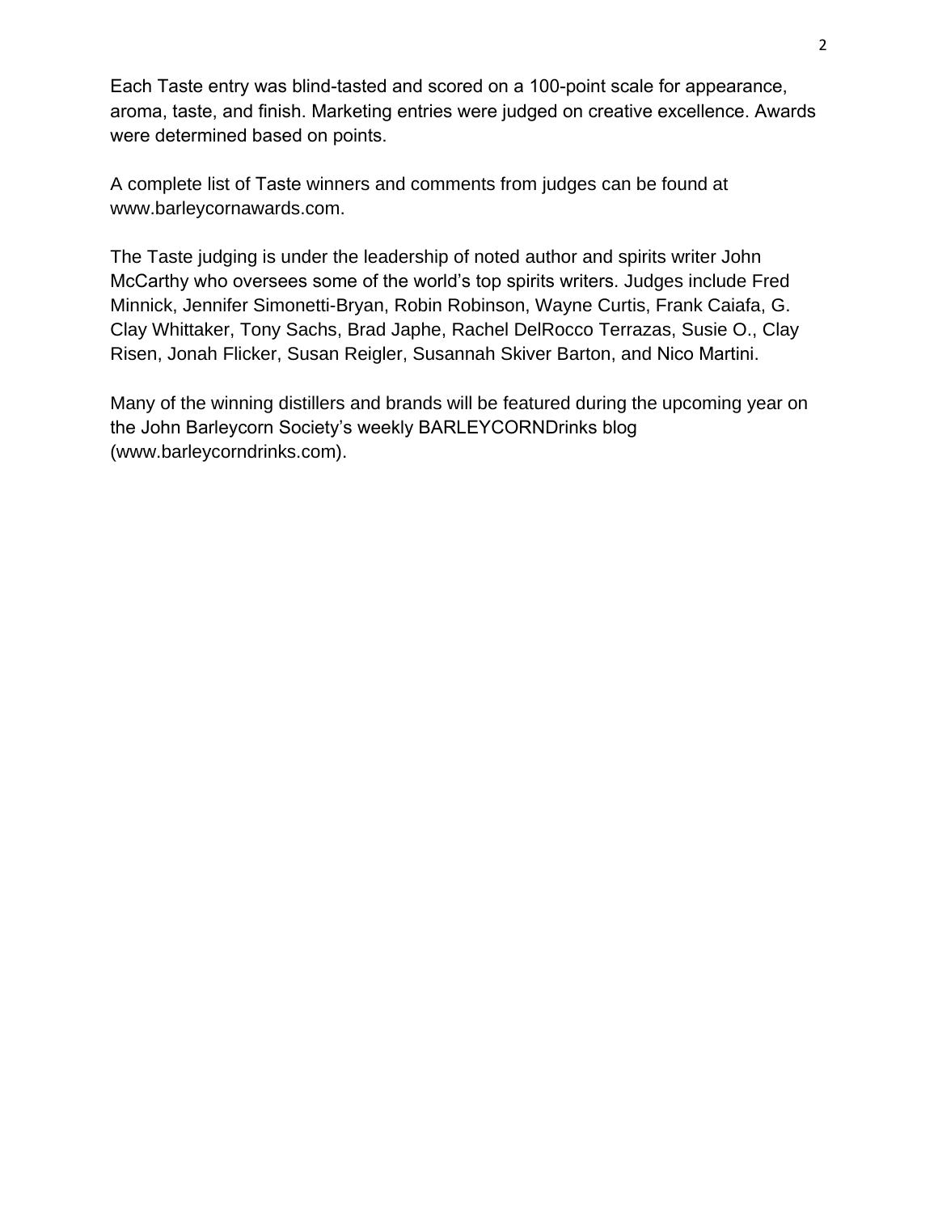Each Taste entry was blind-tasted and scored on a 100-point scale for appearance, aroma, taste, and finish. Marketing entries were judged on creative excellence. Awards were determined based on points.

A complete list of Taste winners and comments from judges can be found at www.barleycornawards.com.

The Taste judging is under the leadership of noted author and spirits writer John McCarthy who oversees some of the world's top spirits writers. Judges include Fred Minnick, Jennifer Simonetti-Bryan, Robin Robinson, Wayne Curtis, Frank Caiafa, G. Clay Whittaker, Tony Sachs, Brad Japhe, Rachel DelRocco Terrazas, Susie O., Clay Risen, Jonah Flicker, Susan Reigler, Susannah Skiver Barton, and Nico Martini.

Many of the winning distillers and brands will be featured during the upcoming year on the John Barleycorn Society's weekly BARLEYCORNDrinks blog (www.barleycorndrinks.com).